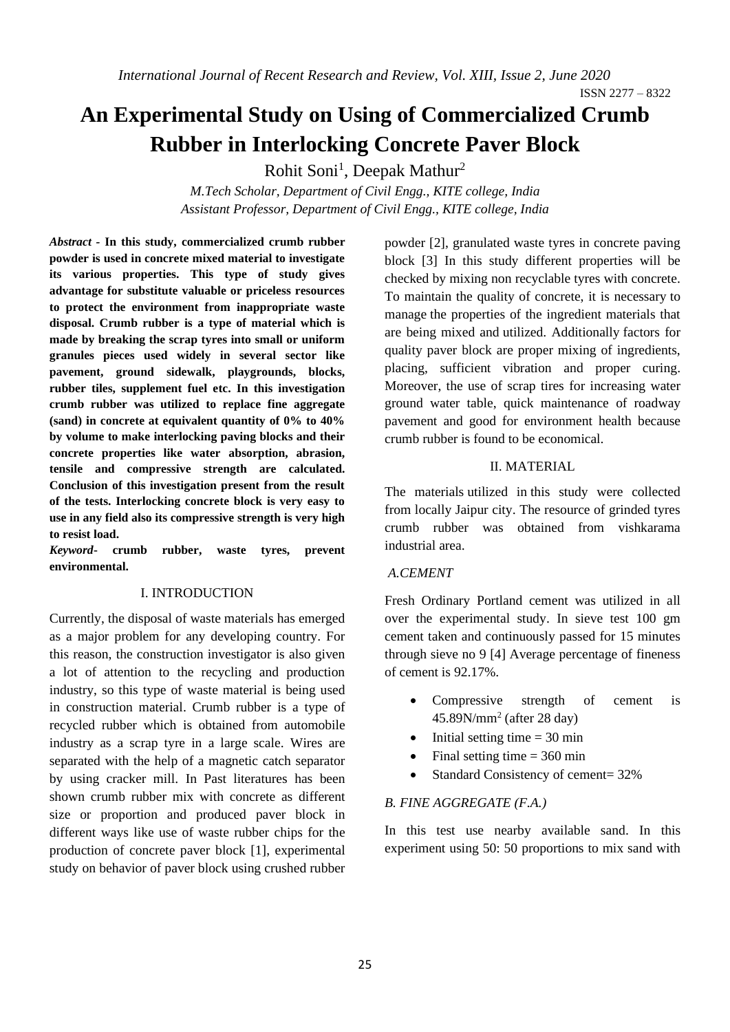# An Experimental Study on Using of Commercialized Crumb Rubber in Interlocking Concrete Paver Block

Rohit Soni[1], Deepak Mathur[2]

*M.Tech Scholar, Department of Civil Engg., KITE college, India*
*Assistant Professor, Department of Civil Engg., KITE college, India*

***Abstract* - In this study, commercialized crumb rubber powder is used in concrete mixed material to investigate its various properties. This type of study gives advantage for substitute valuable or priceless resources to protect the environment from inappropriate waste disposal. Crumb rubber is a type of material which is made by breaking the scrap tyres into small or uniform granules pieces used widely in several sector like pavement, ground sidewalk, playgrounds, blocks, rubber tiles, supplement fuel etc. In this investigation crumb rubber was utilized to replace fine aggregate (sand) in concrete at equivalent quantity of 0% to 40% by volume to make interlocking paving blocks and their concrete properties like water absorption, abrasion, tensile and compressive strength are calculated. Conclusion of this investigation present from the result of the tests. Interlocking concrete block is very easy to use in any field also its compressive strength is very high to resist load.**

***Keyword-* crumb rubber, waste tyres, prevent environmental.**

## I. INTRODUCTION

Currently, the disposal of waste materials has emerged as a major problem for any developing country. For this reason, the construction investigator is also given a lot of attention to the recycling and production industry, so this type of waste material is being used in construction material. Crumb rubber is a type of recycled rubber which is obtained from automobile industry as a scrap tyre in a large scale. Wires are separated with the help of a magnetic catch separator by using cracker mill. In Past literatures has been shown crumb rubber mix with concrete as different size or proportion and produced paver block in different ways like use of waste rubber chips for the production of concrete paver block [1], experimental study on behavior of paver block using crushed rubber powder [2], granulated waste tyres in concrete paving block [3] In this study different properties will be checked by mixing non recyclable tyres with concrete. To maintain the quality of concrete, it is necessary to manage the properties of the ingredient materials that are being mixed and utilized. Additionally factors for quality paver block are proper mixing of ingredients, placing, sufficient vibration and proper curing. Moreover, the use of scrap tires for increasing water ground water table, quick maintenance of roadway pavement and good for environment health because crumb rubber is found to be economical.

## II. MATERIAL

The materials utilized in this study were collected from locally Jaipur city. The resource of grinded tyres crumb rubber was obtained from vishkarama industrial area.

### *A.CEMENT*

Fresh Ordinary Portland cement was utilized in all over the experimental study. In sieve test 100 gm cement taken and continuously passed for 15 minutes through sieve no 9 [4] Average percentage of fineness of cement is 92.17%.

- Compressive strength of cement is 45.89N/mm$^2$ (after 28 day)
- Initial setting time = 30 min
- Final setting time = 360 min
- Standard Consistency of cement= 32%

### *B. FINE AGGREGATE (F.A.)*

In this test use nearby available sand. In this experiment using 50: 50 proportions to mix sand with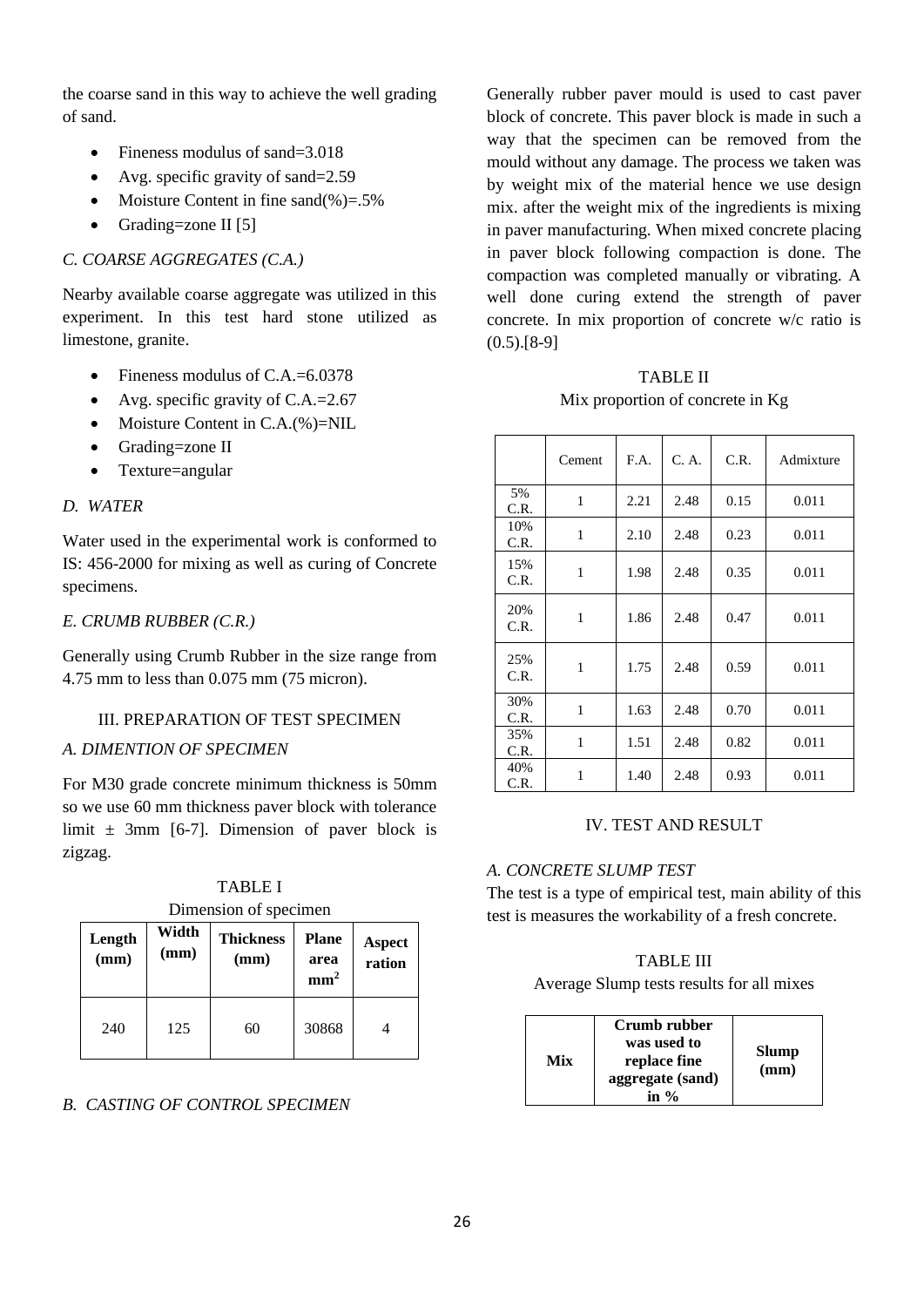the coarse sand in this way to achieve the well grading of sand.

- Fineness modulus of sand=3.018
- Avg. specific gravity of sand=2.59
- Moisture Content in fine sand(%)=.5%
- Grading=zone II [5]

*C. COARSE AGGREGATES (C.A.)*

Nearby available coarse aggregate was utilized in this experiment. In this test hard stone utilized as limestone, granite.

- Fineness modulus of C.A.=6.0378
- Avg. specific gravity of C.A.=2.67
- Moisture Content in C.A.(%)=NIL
- Grading=zone II
- Texture=angular

*D. WATER*

Water used in the experimental work is conformed to IS: 456-2000 for mixing as well as curing of Concrete specimens.

*E. CRUMB RUBBER (C.R.)*

Generally using Crumb Rubber in the size range from 4.75 mm to less than 0.075 mm (75 micron).

## III. PREPARATION OF TEST SPECIMEN

*A. DIMENTION OF SPECIMEN*

For M30 grade concrete minimum thickness is 50mm so we use 60 mm thickness paver block with tolerance limit ± 3mm [6-7]. Dimension of paver block is zigzag.

TABLE I
Dimension of specimen

| Length (mm) | Width (mm) | Thickness (mm) | Plane area $mm^2$ | Aspect ration |
|---|---|---|---|---|
| 240 | 125 | 60 | 30868 | 4 |

*B. CASTING OF CONTROL SPECIMEN*

Generally rubber paver mould is used to cast paver block of concrete. This paver block is made in such a way that the specimen can be removed from the mould without any damage. The process we taken was by weight mix of the material hence we use design mix. after the weight mix of the ingredients is mixing in paver manufacturing. When mixed concrete placing in paver block following compaction is done. The compaction was completed manually or vibrating. A well done curing extend the strength of paver concrete. In mix proportion of concrete w/c ratio is (0.5).[8-9]

TABLE II
Mix proportion of concrete in Kg

| | Cement | F.A. | C. A. | C.R. | Admixture |
|---|---|---|---|---|---|
| 5% C.R. | 1 | 2.21 | 2.48 | 0.15 | 0.011 |
| 10% C.R. | 1 | 2.10 | 2.48 | 0.23 | 0.011 |
| 15% C.R. | 1 | 1.98 | 2.48 | 0.35 | 0.011 |
| 20% C.R. | 1 | 1.86 | 2.48 | 0.47 | 0.011 |
| 25% C.R. | 1 | 1.75 | 2.48 | 0.59 | 0.011 |
| 30% C.R. | 1 | 1.63 | 2.48 | 0.70 | 0.011 |
| 35% C.R. | 1 | 1.51 | 2.48 | 0.82 | 0.011 |
| 40% C.R. | 1 | 1.40 | 2.48 | 0.93 | 0.011 |

## IV. TEST AND RESULT

*A. CONCRETE SLUMP TEST*

The test is a type of empirical test, main ability of this test is measures the workability of a fresh concrete.

TABLE III
Average Slump tests results for all mixes

| Mix | Crumb rubber was used to replace fine aggregate (sand) in % | Slump (mm) |
|---|---|---|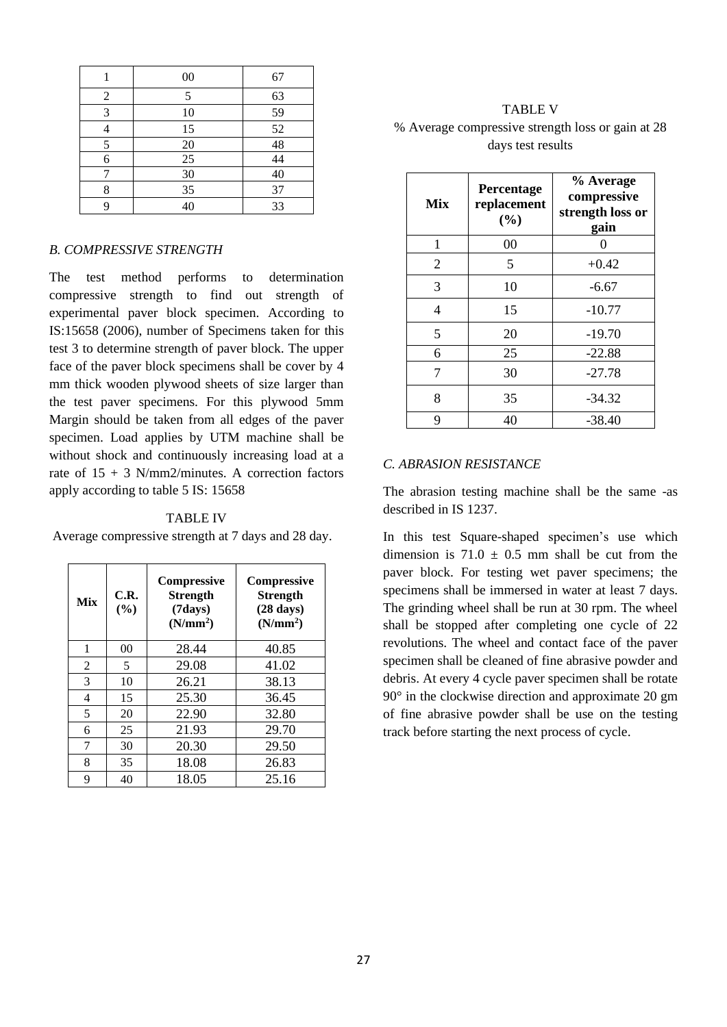| | | |
|---|---|---|
| 1 | 00 | 67 |
| 2 | 5 | 63 |
| 3 | 10 | 59 |
| 4 | 15 | 52 |
| 5 | 20 | 48 |
| 6 | 25 | 44 |
| 7 | 30 | 40 |
| 8 | 35 | 37 |
| 9 | 40 | 33 |

### *B. COMPRESSIVE STRENGTH*

The test method performs to determination compressive strength to find out strength of experimental paver block specimen. According to IS:15658 (2006), number of Specimens taken for this test 3 to determine strength of paver block. The upper face of the paver block specimens shall be cover by 4 mm thick wooden plywood sheets of size larger than the test paver specimens. For this plywood 5mm Margin should be taken from all edges of the paver specimen. Load applies by UTM machine shall be without shock and continuously increasing load at a rate of 15 + 3 N/mm2/minutes. A correction factors apply according to table 5 IS: 15658

TABLE IV

Average compressive strength at 7 days and 28 day.

| Mix | C.R. (%) | Compressive Strength (7days) (N/mm$^2$) | Compressive Strength (28 days) (N/mm$^2$) |
|---|---|---|---|
| 1 | 00 | 28.44 | 40.85 |
| 2 | 5 | 29.08 | 41.02 |
| 3 | 10 | 26.21 | 38.13 |
| 4 | 15 | 25.30 | 36.45 |
| 5 | 20 | 22.90 | 32.80 |
| 6 | 25 | 21.93 | 29.70 |
| 7 | 30 | 20.30 | 29.50 |
| 8 | 35 | 18.08 | 26.83 |
| 9 | 40 | 18.05 | 25.16 |

TABLE V

% Average compressive strength loss or gain at 28 days test results

| Mix | Percentage replacement (%) | % Average compressive strength loss or gain |
|---|---|---|
| 1 | 00 | 0 |
| 2 | 5 | +0.42 |
| 3 | 10 | -6.67 |
| 4 | 15 | -10.77 |
| 5 | 20 | -19.70 |
| 6 | 25 | -22.88 |
| 7 | 30 | -27.78 |
| 8 | 35 | -34.32 |
| 9 | 40 | -38.40 |

### *C. ABRASION RESISTANCE*

The abrasion testing machine shall be the same -as described in IS 1237.

In this test Square-shaped specimen's use which dimension is $71.0 \pm 0.5$ mm shall be cut from the paver block. For testing wet paver specimens; the specimens shall be immersed in water at least 7 days. The grinding wheel shall be run at 30 rpm. The wheel shall be stopped after completing one cycle of 22 revolutions. The wheel and contact face of the paver specimen shall be cleaned of fine abrasive powder and debris. At every 4 cycle paver specimen shall be rotate 90° in the clockwise direction and approximate 20 gm of fine abrasive powder shall be use on the testing track before starting the next process of cycle.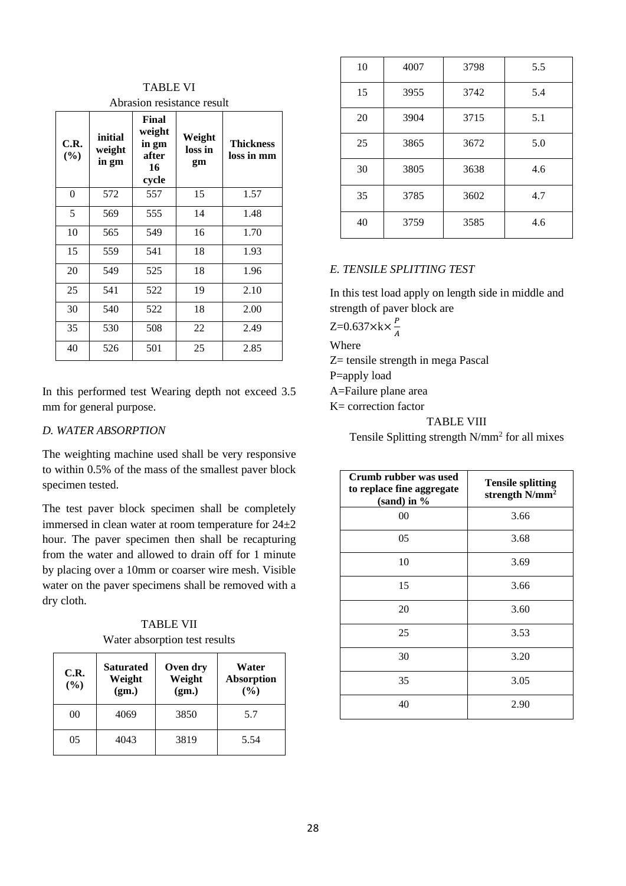TABLE VI

Abrasion resistance result

| C.R. (%) | initial weight in gm | Final weight in gm after 16 cycle | Weight loss in gm | Thickness loss in mm |
|---|---|---|---|---|
| 0 | 572 | 557 | 15 | 1.57 |
| 5 | 569 | 555 | 14 | 1.48 |
| 10 | 565 | 549 | 16 | 1.70 |
| 15 | 559 | 541 | 18 | 1.93 |
| 20 | 549 | 525 | 18 | 1.96 |
| 25 | 541 | 522 | 19 | 2.10 |
| 30 | 540 | 522 | 18 | 2.00 |
| 35 | 530 | 508 | 22 | 2.49 |
| 40 | 526 | 501 | 25 | 2.85 |

In this performed test Wearing depth not exceed 3.5 mm for general purpose.

### *D. WATER ABSORPTION*

The weighting machine used shall be very responsive to within 0.5% of the mass of the smallest paver block specimen tested.

The test paver block specimen shall be completely immersed in clean water at room temperature for 24±2 hour. The paver specimen then shall be recapturing from the water and allowed to drain off for 1 minute by placing over a 10mm or coarser wire mesh. Visible water on the paver specimens shall be removed with a dry cloth.

TABLE VII

Water absorption test results

| C.R. (%) | Saturated Weight (gm.) | Oven dry Weight (gm.) | Water Absorption (%) |
|---|---|---|---|
| 00 | 4069 | 3850 | 5.7 |
| 05 | 4043 | 3819 | 5.54 |
| 10 | 4007 | 3798 | 5.5 |
| 15 | 3955 | 3742 | 5.4 |
| 20 | 3904 | 3715 | 5.1 |
| 25 | 3865 | 3672 | 5.0 |
| 30 | 3805 | 3638 | 4.6 |
| 35 | 3785 | 3602 | 4.7 |
| 40 | 3759 | 3585 | 4.6 |

### *E. TENSILE SPLITTING TEST*

In this test load apply on length side in middle and strength of paver block are

$Z = 0.637 \times k \times \frac{P}{A}$

Where

Z= tensile strength in mega Pascal

P=apply load

A=Failure plane area

K= correction factor

TABLE VIII

Tensile Splitting strength N/mm$^2$ for all mixes

| Crumb rubber was used to replace fine aggregate (sand) in % | Tensile splitting strength N/mm$^2$ |
|---|---|
| 00 | 3.66 |
| 05 | 3.68 |
| 10 | 3.69 |
| 15 | 3.66 |
| 20 | 3.60 |
| 25 | 3.53 |
| 30 | 3.20 |
| 35 | 3.05 |
| 40 | 2.90 |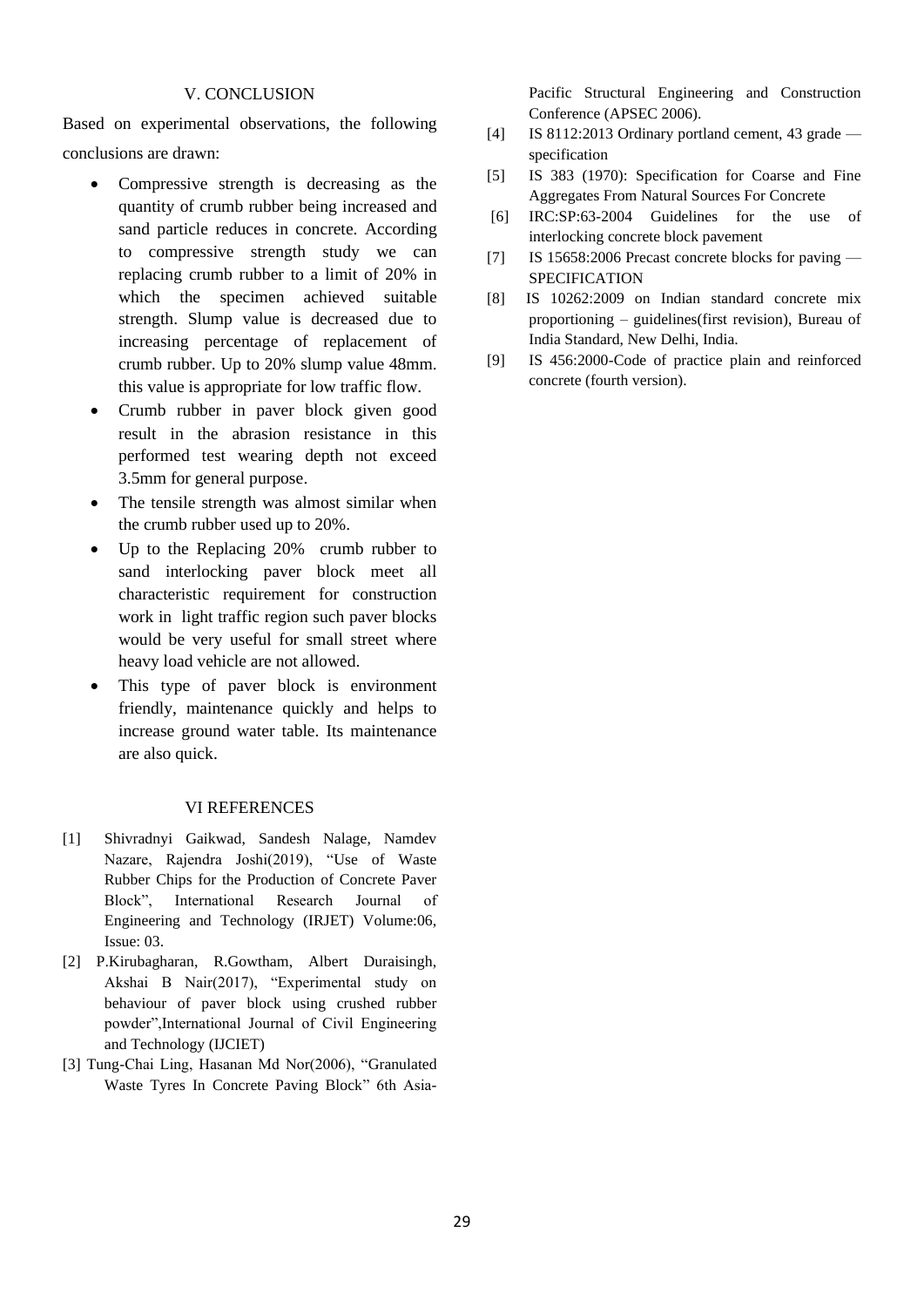## V. CONCLUSION

Based on experimental observations, the following conclusions are drawn:

- Compressive strength is decreasing as the quantity of crumb rubber being increased and sand particle reduces in concrete. According to compressive strength study we can replacing crumb rubber to a limit of 20% in which the specimen achieved suitable strength. Slump value is decreased due to increasing percentage of replacement of crumb rubber. Up to 20% slump value 48mm. this value is appropriate for low traffic flow.
- Crumb rubber in paver block given good result in the abrasion resistance in this performed test wearing depth not exceed 3.5mm for general purpose.
- The tensile strength was almost similar when the crumb rubber used up to 20%.
- Up to the Replacing 20% crumb rubber to sand interlocking paver block meet all characteristic requirement for construction work in light traffic region such paver blocks would be very useful for small street where heavy load vehicle are not allowed.
- This type of paver block is environment friendly, maintenance quickly and helps to increase ground water table. Its maintenance are also quick.

## VI REFERENCES

[1] Shivradnyi Gaikwad, Sandesh Nalage, Namdev Nazare, Rajendra Joshi(2019), "Use of Waste Rubber Chips for the Production of Concrete Paver Block", International Research Journal of Engineering and Technology (IRJET) Volume:06, Issue: 03.

[2] P.Kirubagharan, R.Gowtham, Albert Duraisingh, Akshai B Nair(2017), "Experimental study on behaviour of paver block using crushed rubber powder",International Journal of Civil Engineering and Technology (IJCIET)

[3] Tung-Chai Ling, Hasanan Md Nor(2006), "Granulated Waste Tyres In Concrete Paving Block" 6th Asia-Pacific Structural Engineering and Construction Conference (APSEC 2006).

[4] IS 8112:2013 Ordinary portland cement, 43 grade — specification

[5] IS 383 (1970): Specification for Coarse and Fine Aggregates From Natural Sources For Concrete

[6] IRC:SP:63-2004 Guidelines for the use of interlocking concrete block pavement

[7] IS 15658:2006 Precast concrete blocks for paving — SPECIFICATION

[8] IS 10262:2009 on Indian standard concrete mix proportioning – guidelines(first revision), Bureau of India Standard, New Delhi, India.

[9] IS 456:2000-Code of practice plain and reinforced concrete (fourth version).